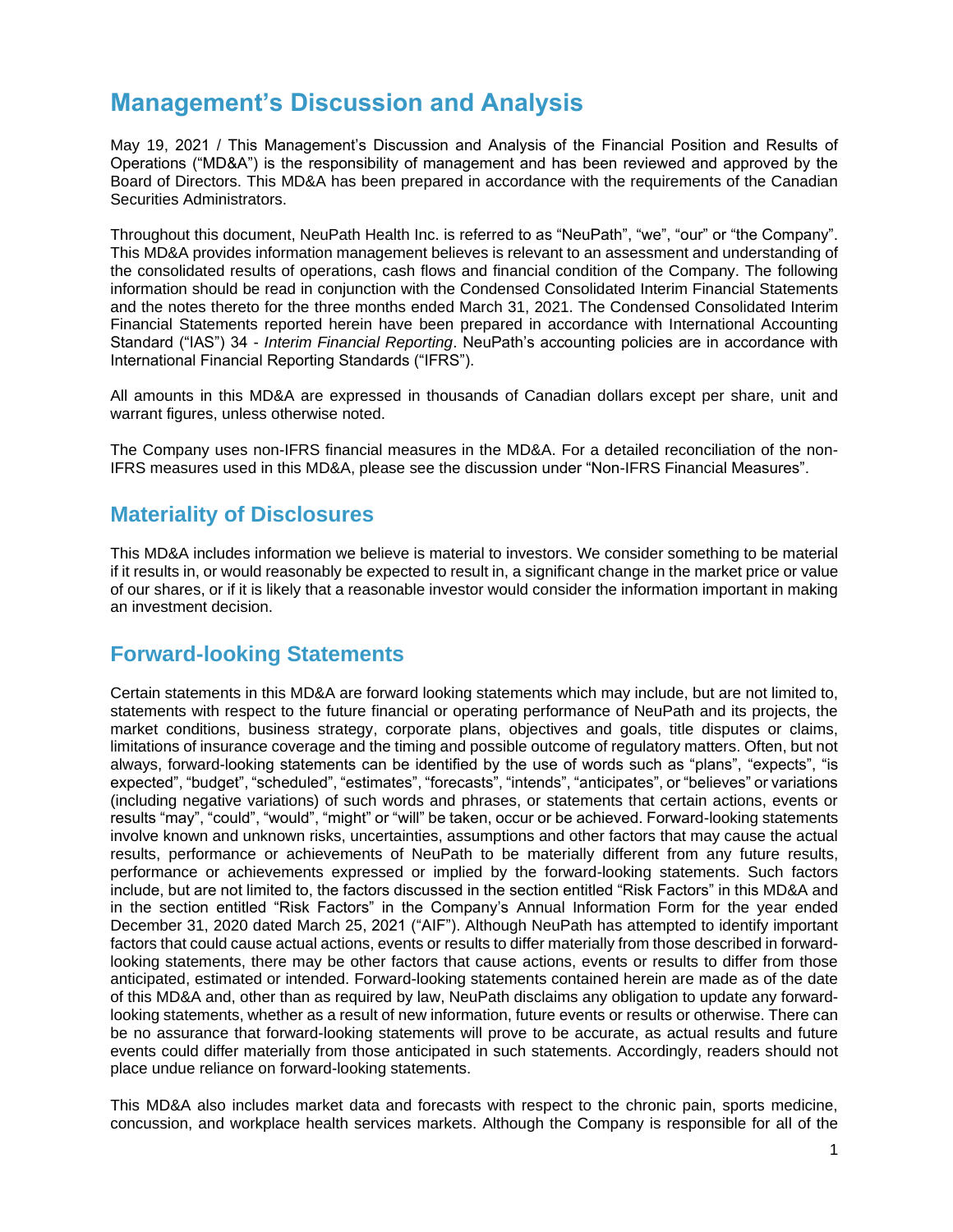# Management's Discussion and Analysis

May 19, 2021 / This Management's Discussion and Analysis of the Financial Position and Results of Operations ("MD&A") is the responsibility of management and has been reviewed and approved by the Board of Directors. This MD&A has been prepared in accordance with the requirements of the Canadian Securities Administrators.

Throughout this document, NeuPath Health Inc. is referred to as "NeuPath", "we", "our" or "the Company". This MD&A provides information management believes is relevant to an assessment and understanding of the consolidated results of operations, cash flows and financial condition of the Company. The following information should be read in conjunction with the Condensed Consolidated Interim Financial Statements and the notes thereto for the three months ended March 31, 2021. The Condensed Consolidated Interim Financial Statements reported herein have been prepared in accordance with International Accounting Standard ("IAS") 34 - *Interim Financial Reporting*. NeuPath's accounting policies are in accordance with International Financial Reporting Standards ("IFRS").

All amounts in this MD&A are expressed in thousands of Canadian dollars except per share, unit and warrant figures, unless otherwise noted.

The Company uses non-IFRS financial measures in the MD&A. For a detailed reconciliation of the non-IFRS measures used in this MD&A, please see the discussion under "Non-IFRS Financial Measures".

## Materiality of Disclosures

This MD&A includes information we believe is material to investors. We consider something to be material if it results in, or would reasonably be expected to result in, a significant change in the market price or value of our shares, or if it is likely that a reasonable investor would consider the information important in making an investment decision.

## Forward-looking Statements

Certain statements in this MD&A are forward looking statements which may include, but are not limited to, statements with respect to the future financial or operating performance of NeuPath and its projects, the market conditions, business strategy, corporate plans, objectives and goals, title disputes or claims, limitations of insurance coverage and the timing and possible outcome of regulatory matters. Often, but not always, forward-looking statements can be identified by the use of words such as "plans", "expects", "is expected", "budget", "scheduled", "estimates", "forecasts", "intends", "anticipates", or "believes" or variations (including negative variations) of such words and phrases, or statements that certain actions, events or results "may", "could", "would", "might" or "will" be taken, occur or be achieved. Forward-looking statements involve known and unknown risks, uncertainties, assumptions and other factors that may cause the actual results, performance or achievements of NeuPath to be materially different from any future results, performance or achievements expressed or implied by the forward-looking statements. Such factors include, but are not limited to, the factors discussed in the section entitled "Risk Factors" in this MD&A and in the section entitled "Risk Factors" in the Company's Annual Information Form for the year ended December 31, 2020 dated March 25, 2021 ("AIF"). Although NeuPath has attempted to identify important factors that could cause actual actions, events or results to differ materially from those described in forward-looking statements, there may be other factors that cause actions, events or results to differ from those anticipated, estimated or intended. Forward-looking statements contained herein are made as of the date of this MD&A and, other than as required by law, NeuPath disclaims any obligation to update any forward-looking statements, whether as a result of new information, future events or results or otherwise. There can be no assurance that forward-looking statements will prove to be accurate, as actual results and future events could differ materially from those anticipated in such statements. Accordingly, readers should not place undue reliance on forward-looking statements.

This MD&A also includes market data and forecasts with respect to the chronic pain, sports medicine, concussion, and workplace health services markets. Although the Company is responsible for all of the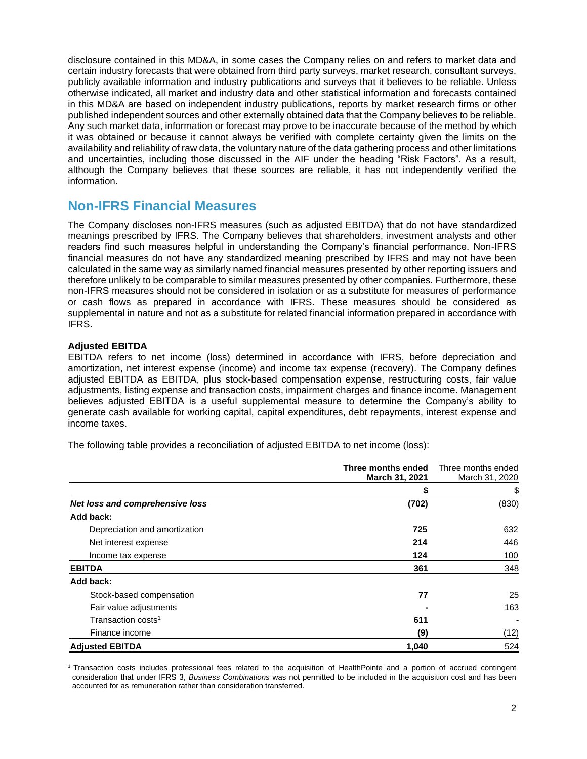disclosure contained in this MD&A, in some cases the Company relies on and refers to market data and certain industry forecasts that were obtained from third party surveys, market research, consultant surveys, publicly available information and industry publications and surveys that it believes to be reliable. Unless otherwise indicated, all market and industry data and other statistical information and forecasts contained in this MD&A are based on independent industry publications, reports by market research firms or other published independent sources and other externally obtained data that the Company believes to be reliable. Any such market data, information or forecast may prove to be inaccurate because of the method by which it was obtained or because it cannot always be verified with complete certainty given the limits on the availability and reliability of raw data, the voluntary nature of the data gathering process and other limitations and uncertainties, including those discussed in the AIF under the heading "Risk Factors". As a result, although the Company believes that these sources are reliable, it has not independently verified the information.

## Non-IFRS Financial Measures

The Company discloses non-IFRS measures (such as adjusted EBITDA) that do not have standardized meanings prescribed by IFRS. The Company believes that shareholders, investment analysts and other readers find such measures helpful in understanding the Company's financial performance. Non-IFRS financial measures do not have any standardized meaning prescribed by IFRS and may not have been calculated in the same way as similarly named financial measures presented by other reporting issuers and therefore unlikely to be comparable to similar measures presented by other companies. Furthermore, these non-IFRS measures should not be considered in isolation or as a substitute for measures of performance or cash flows as prepared in accordance with IFRS. These measures should be considered as supplemental in nature and not as a substitute for related financial information prepared in accordance with IFRS.

**Adjusted EBITDA**

EBITDA refers to net income (loss) determined in accordance with IFRS, before depreciation and amortization, net interest expense (income) and income tax expense (recovery). The Company defines adjusted EBITDA as EBITDA, plus stock-based compensation expense, restructuring costs, fair value adjustments, listing expense and transaction costs, impairment charges and finance income. Management believes adjusted EBITDA is a useful supplemental measure to determine the Company's ability to generate cash available for working capital, capital expenditures, debt repayments, interest expense and income taxes.

The following table provides a reconciliation of adjusted EBITDA to net income (loss):

| | **Three months ended March 31, 2021** | Three months ended March 31, 2020 |
|---|---|---|
| | **$** | $ |
| ***Net loss and comprehensive loss*** | **(702)** | (830) |
| **Add back:** | | |
| Depreciation and amortization | **725** | 632 |
| Net interest expense | **214** | 446 |
| Income tax expense | **124** | 100 |
| **EBITDA** | **361** | 348 |
| **Add back:** | | |
| Stock-based compensation | **77** | 25 |
| Fair value adjustments | **-** | 163 |
| Transaction costs[1] | **611** | - |
| Finance income | **(9)** | (12) |
| **Adjusted EBITDA** | **1,040** | 524 |

[1] Transaction costs includes professional fees related to the acquisition of HealthPointe and a portion of accrued contingent consideration that under IFRS 3, *Business Combinations* was not permitted to be included in the acquisition cost and has been accounted for as remuneration rather than consideration transferred.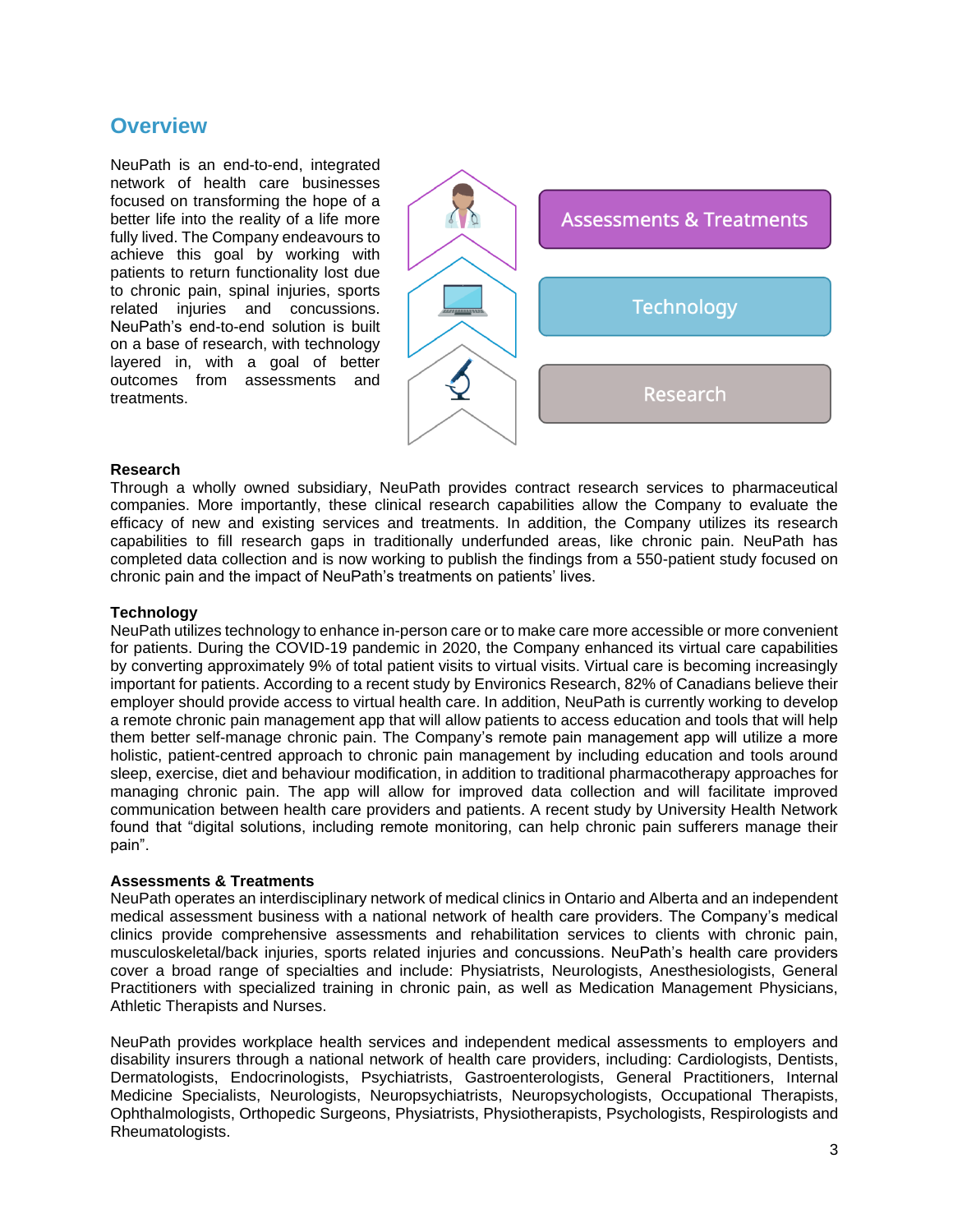## Overview

NeuPath is an end-to-end, integrated network of health care businesses focused on transforming the hope of a better life into the reality of a life more fully lived. The Company endeavours to achieve this goal by working with patients to return functionality lost due to chronic pain, spinal injuries, sports related injuries and concussions. NeuPath's end-to-end solution is built on a base of research, with technology layered in, with a goal of better outcomes from assessments and treatments.

Assessments & Treatments

Technology

Research

**Research**
Through a wholly owned subsidiary, NeuPath provides contract research services to pharmaceutical companies. More importantly, these clinical research capabilities allow the Company to evaluate the efficacy of new and existing services and treatments. In addition, the Company utilizes its research capabilities to fill research gaps in traditionally underfunded areas, like chronic pain. NeuPath has completed data collection and is now working to publish the findings from a 550-patient study focused on chronic pain and the impact of NeuPath's treatments on patients' lives.

**Technology**
NeuPath utilizes technology to enhance in-person care or to make care more accessible or more convenient for patients. During the COVID-19 pandemic in 2020, the Company enhanced its virtual care capabilities by converting approximately 9% of total patient visits to virtual visits. Virtual care is becoming increasingly important for patients. According to a recent study by Environics Research, 82% of Canadians believe their employer should provide access to virtual health care. In addition, NeuPath is currently working to develop a remote chronic pain management app that will allow patients to access education and tools that will help them better self-manage chronic pain. The Company's remote pain management app will utilize a more holistic, patient-centred approach to chronic pain management by including education and tools around sleep, exercise, diet and behaviour modification, in addition to traditional pharmacotherapy approaches for managing chronic pain. The app will allow for improved data collection and will facilitate improved communication between health care providers and patients. A recent study by University Health Network found that "digital solutions, including remote monitoring, can help chronic pain sufferers manage their pain".

**Assessments & Treatments**
NeuPath operates an interdisciplinary network of medical clinics in Ontario and Alberta and an independent medical assessment business with a national network of health care providers. The Company's medical clinics provide comprehensive assessments and rehabilitation services to clients with chronic pain, musculoskeletal/back injuries, sports related injuries and concussions. NeuPath's health care providers cover a broad range of specialties and include: Physiatrists, Neurologists, Anesthesiologists, General Practitioners with specialized training in chronic pain, as well as Medication Management Physicians, Athletic Therapists and Nurses.

NeuPath provides workplace health services and independent medical assessments to employers and disability insurers through a national network of health care providers, including: Cardiologists, Dentists, Dermatologists, Endocrinologists, Psychiatrists, Gastroenterologists, General Practitioners, Internal Medicine Specialists, Neurologists, Neuropsychiatrists, Neuropsychologists, Occupational Therapists, Ophthalmologists, Orthopedic Surgeons, Physiatrists, Physiotherapists, Psychologists, Respirologists and Rheumatologists.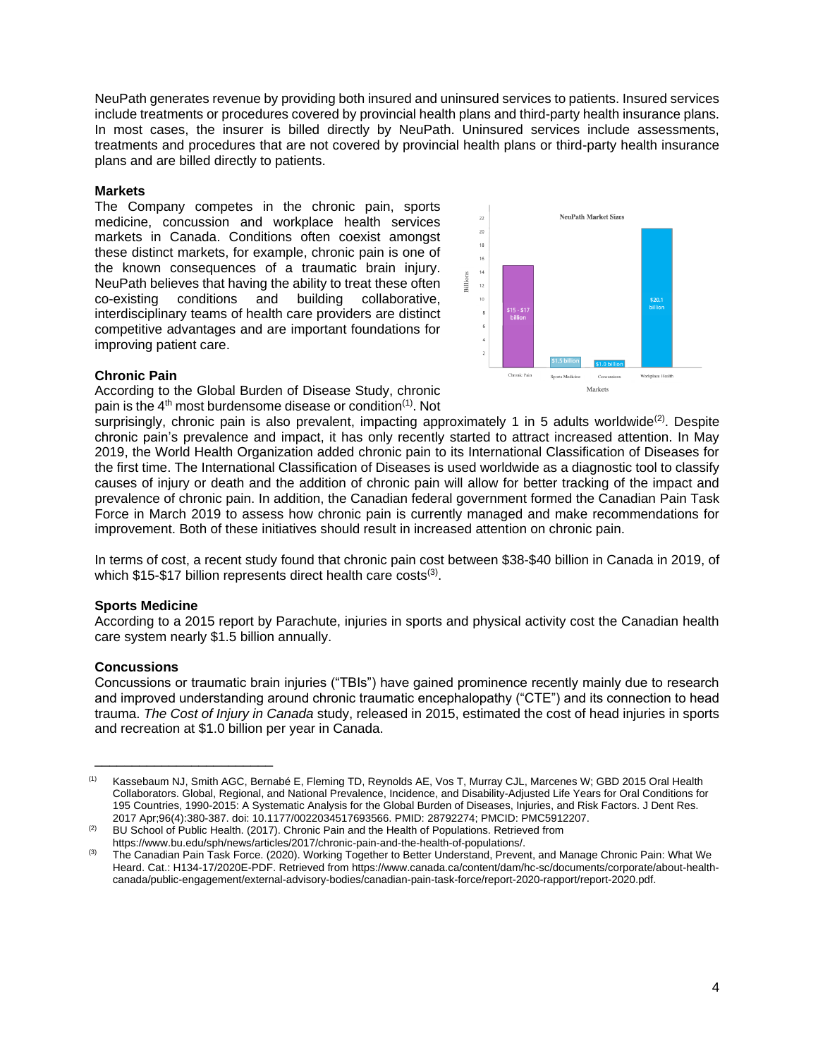NeuPath generates revenue by providing both insured and uninsured services to patients. Insured services include treatments or procedures covered by provincial health plans and third-party health insurance plans. In most cases, the insurer is billed directly by NeuPath. Uninsured services include assessments, treatments and procedures that are not covered by provincial health plans or third-party health insurance plans and are billed directly to patients.

**Markets**

The Company competes in the chronic pain, sports medicine, concussion and workplace health services markets in Canada. Conditions often coexist amongst these distinct markets, for example, chronic pain is one of the known consequences of a traumatic brain injury. NeuPath believes that having the ability to treat these often co-existing conditions and building collaborative, interdisciplinary teams of health care providers are distinct competitive advantages and are important foundations for improving patient care.

**Chronic Pain**

According to the Global Burden of Disease Study, chronic pain is the 4th most burdensome disease or condition[1]. Not surprisingly, chronic pain is also prevalent, impacting approximately 1 in 5 adults worldwide[2]. Despite chronic pain's prevalence and impact, it has only recently started to attract increased attention. In May 2019, the World Health Organization added chronic pain to its International Classification of Diseases for the first time. The International Classification of Diseases is used worldwide as a diagnostic tool to classify causes of injury or death and the addition of chronic pain will allow for better tracking of the impact and prevalence of chronic pain. In addition, the Canadian federal government formed the Canadian Pain Task Force in March 2019 to assess how chronic pain is currently managed and make recommendations for improvement. Both of these initiatives should result in increased attention on chronic pain.

In terms of cost, a recent study found that chronic pain cost between $38-$40 billion in Canada in 2019, of which $15-$17 billion represents direct health care costs[3].

**Sports Medicine**

According to a 2015 report by Parachute, injuries in sports and physical activity cost the Canadian health care system nearly $1.5 billion annually.

**Concussions**

Concussions or traumatic brain injuries ("TBIs") have gained prominence recently mainly due to research and improved understanding around chronic traumatic encephalopathy ("CTE") and its connection to head trauma. *The Cost of Injury in Canada* study, released in 2015, estimated the cost of head injuries in sports and recreation at $1.0 billion per year in Canada.

---

[1] Kassebaum NJ, Smith AGC, Bernabé E, Fleming TD, Reynolds AE, Vos T, Murray CJL, Marcenes W; GBD 2015 Oral Health Collaborators. Global, Regional, and National Prevalence, Incidence, and Disability-Adjusted Life Years for Oral Conditions for 195 Countries, 1990-2015: A Systematic Analysis for the Global Burden of Diseases, Injuries, and Risk Factors. J Dent Res. 2017 Apr;96(4):380-387. doi: 10.1177/0022034517693566. PMID: 28792274; PMCID: PMC5912207.

[2] BU School of Public Health. (2017). Chronic Pain and the Health of Populations. Retrieved from https://www.bu.edu/sph/news/articles/2017/chronic-pain-and-the-health-of-populations/.

[3] The Canadian Pain Task Force. (2020). Working Together to Better Understand, Prevent, and Manage Chronic Pain: What We Heard. Cat.: H134-17/2020E-PDF. Retrieved from https://www.canada.ca/content/dam/hc-sc/documents/corporate/about-health-canada/public-engagement/external-advisory-bodies/canadian-pain-task-force/report-2020-rapport/report-2020.pdf.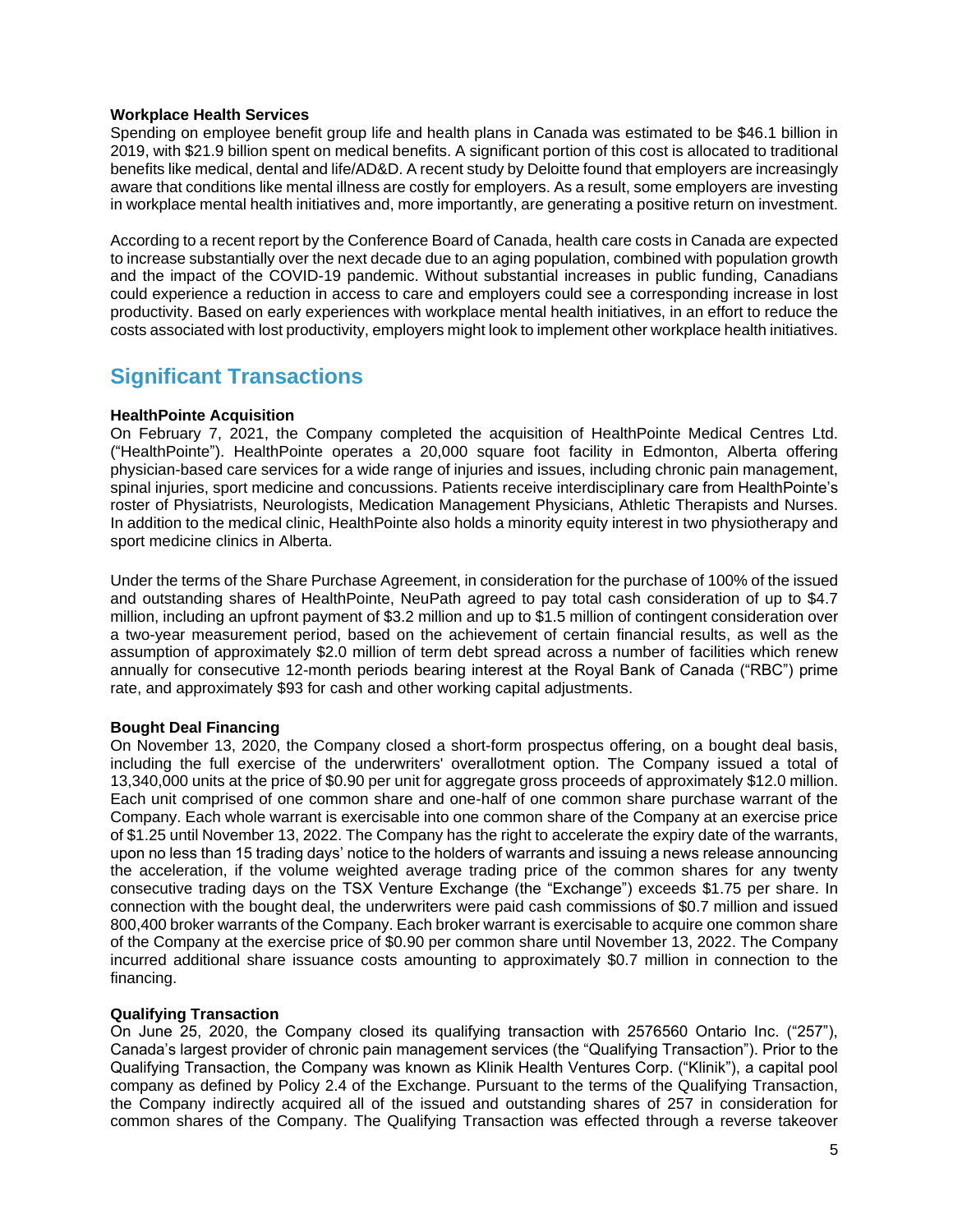**Workplace Health Services**

Spending on employee benefit group life and health plans in Canada was estimated to be $46.1 billion in 2019, with $21.9 billion spent on medical benefits. A significant portion of this cost is allocated to traditional benefits like medical, dental and life/AD&D. A recent study by Deloitte found that employers are increasingly aware that conditions like mental illness are costly for employers. As a result, some employers are investing in workplace mental health initiatives and, more importantly, are generating a positive return on investment.

According to a recent report by the Conference Board of Canada, health care costs in Canada are expected to increase substantially over the next decade due to an aging population, combined with population growth and the impact of the COVID-19 pandemic. Without substantial increases in public funding, Canadians could experience a reduction in access to care and employers could see a corresponding increase in lost productivity. Based on early experiences with workplace mental health initiatives, in an effort to reduce the costs associated with lost productivity, employers might look to implement other workplace health initiatives.

## Significant Transactions

**HealthPointe Acquisition**

On February 7, 2021, the Company completed the acquisition of HealthPointe Medical Centres Ltd. ("HealthPointe"). HealthPointe operates a 20,000 square foot facility in Edmonton, Alberta offering physician-based care services for a wide range of injuries and issues, including chronic pain management, spinal injuries, sport medicine and concussions. Patients receive interdisciplinary care from HealthPointe's roster of Physiatrists, Neurologists, Medication Management Physicians, Athletic Therapists and Nurses. In addition to the medical clinic, HealthPointe also holds a minority equity interest in two physiotherapy and sport medicine clinics in Alberta.

Under the terms of the Share Purchase Agreement, in consideration for the purchase of 100% of the issued and outstanding shares of HealthPointe, NeuPath agreed to pay total cash consideration of up to $4.7 million, including an upfront payment of $3.2 million and up to $1.5 million of contingent consideration over a two-year measurement period, based on the achievement of certain financial results, as well as the assumption of approximately $2.0 million of term debt spread across a number of facilities which renew annually for consecutive 12-month periods bearing interest at the Royal Bank of Canada ("RBC") prime rate, and approximately $93 for cash and other working capital adjustments.

**Bought Deal Financing**

On November 13, 2020, the Company closed a short-form prospectus offering, on a bought deal basis, including the full exercise of the underwriters' overallotment option. The Company issued a total of 13,340,000 units at the price of $0.90 per unit for aggregate gross proceeds of approximately $12.0 million. Each unit comprised of one common share and one-half of one common share purchase warrant of the Company. Each whole warrant is exercisable into one common share of the Company at an exercise price of $1.25 until November 13, 2022. The Company has the right to accelerate the expiry date of the warrants, upon no less than 15 trading days' notice to the holders of warrants and issuing a news release announcing the acceleration, if the volume weighted average trading price of the common shares for any twenty consecutive trading days on the TSX Venture Exchange (the "Exchange") exceeds $1.75 per share. In connection with the bought deal, the underwriters were paid cash commissions of $0.7 million and issued 800,400 broker warrants of the Company. Each broker warrant is exercisable to acquire one common share of the Company at the exercise price of $0.90 per common share until November 13, 2022. The Company incurred additional share issuance costs amounting to approximately $0.7 million in connection to the financing.

**Qualifying Transaction**

On June 25, 2020, the Company closed its qualifying transaction with 2576560 Ontario Inc. ("257"), Canada's largest provider of chronic pain management services (the "Qualifying Transaction"). Prior to the Qualifying Transaction, the Company was known as Klinik Health Ventures Corp. ("Klinik"), a capital pool company as defined by Policy 2.4 of the Exchange. Pursuant to the terms of the Qualifying Transaction, the Company indirectly acquired all of the issued and outstanding shares of 257 in consideration for common shares of the Company. The Qualifying Transaction was effected through a reverse takeover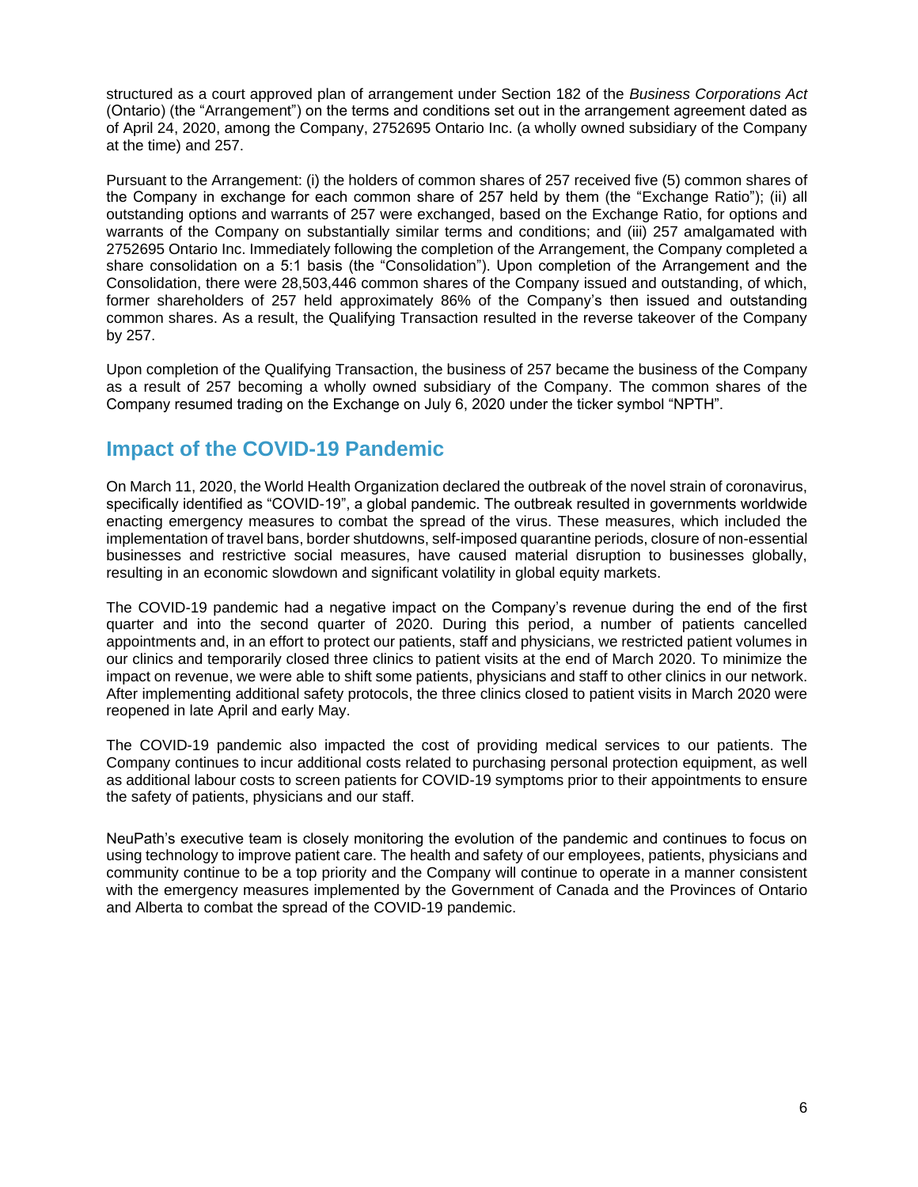structured as a court approved plan of arrangement under Section 182 of the *Business Corporations Act* (Ontario) (the "Arrangement") on the terms and conditions set out in the arrangement agreement dated as of April 24, 2020, among the Company, 2752695 Ontario Inc. (a wholly owned subsidiary of the Company at the time) and 257.

Pursuant to the Arrangement: (i) the holders of common shares of 257 received five (5) common shares of the Company in exchange for each common share of 257 held by them (the "Exchange Ratio"); (ii) all outstanding options and warrants of 257 were exchanged, based on the Exchange Ratio, for options and warrants of the Company on substantially similar terms and conditions; and (iii) 257 amalgamated with 2752695 Ontario Inc. Immediately following the completion of the Arrangement, the Company completed a share consolidation on a 5:1 basis (the "Consolidation"). Upon completion of the Arrangement and the Consolidation, there were 28,503,446 common shares of the Company issued and outstanding, of which, former shareholders of 257 held approximately 86% of the Company's then issued and outstanding common shares. As a result, the Qualifying Transaction resulted in the reverse takeover of the Company by 257.

Upon completion of the Qualifying Transaction, the business of 257 became the business of the Company as a result of 257 becoming a wholly owned subsidiary of the Company. The common shares of the Company resumed trading on the Exchange on July 6, 2020 under the ticker symbol "NPTH".

## Impact of the COVID-19 Pandemic

On March 11, 2020, the World Health Organization declared the outbreak of the novel strain of coronavirus, specifically identified as "COVID-19", a global pandemic. The outbreak resulted in governments worldwide enacting emergency measures to combat the spread of the virus. These measures, which included the implementation of travel bans, border shutdowns, self-imposed quarantine periods, closure of non-essential businesses and restrictive social measures, have caused material disruption to businesses globally, resulting in an economic slowdown and significant volatility in global equity markets.

The COVID-19 pandemic had a negative impact on the Company's revenue during the end of the first quarter and into the second quarter of 2020. During this period, a number of patients cancelled appointments and, in an effort to protect our patients, staff and physicians, we restricted patient volumes in our clinics and temporarily closed three clinics to patient visits at the end of March 2020. To minimize the impact on revenue, we were able to shift some patients, physicians and staff to other clinics in our network. After implementing additional safety protocols, the three clinics closed to patient visits in March 2020 were reopened in late April and early May.

The COVID-19 pandemic also impacted the cost of providing medical services to our patients. The Company continues to incur additional costs related to purchasing personal protection equipment, as well as additional labour costs to screen patients for COVID-19 symptoms prior to their appointments to ensure the safety of patients, physicians and our staff.

NeuPath's executive team is closely monitoring the evolution of the pandemic and continues to focus on using technology to improve patient care. The health and safety of our employees, patients, physicians and community continue to be a top priority and the Company will continue to operate in a manner consistent with the emergency measures implemented by the Government of Canada and the Provinces of Ontario and Alberta to combat the spread of the COVID-19 pandemic.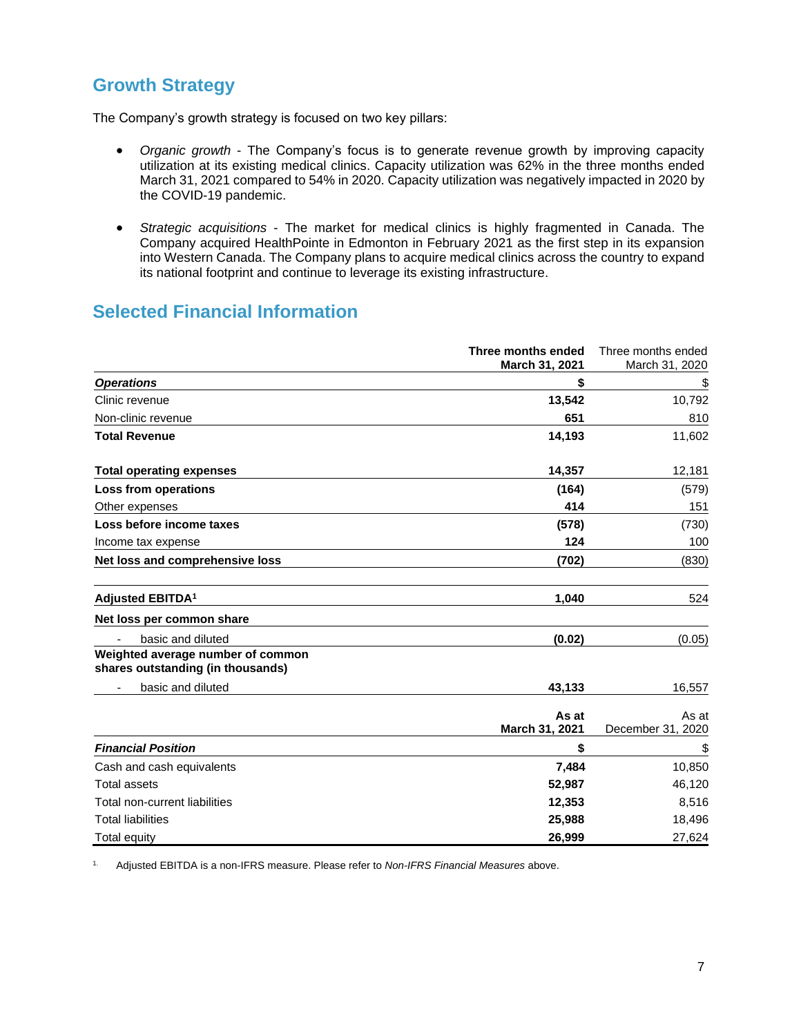## Growth Strategy

The Company's growth strategy is focused on two key pillars:

- *Organic growth* - The Company's focus is to generate revenue growth by improving capacity utilization at its existing medical clinics. Capacity utilization was 62% in the three months ended March 31, 2021 compared to 54% in 2020. Capacity utilization was negatively impacted in 2020 by the COVID-19 pandemic.

- *Strategic acquisitions* - The market for medical clinics is highly fragmented in Canada. The Company acquired HealthPointe in Edmonton in February 2021 as the first step in its expansion into Western Canada. The Company plans to acquire medical clinics across the country to expand its national footprint and continue to leverage its existing infrastructure.

## Selected Financial Information

| | **Three months ended March 31, 2021** | Three months ended March 31, 2020 |
|---|---|---|
| ***Operations*** | **$** | $ |
| Clinic revenue | **13,542** | 10,792 |
| Non-clinic revenue | **651** | 810 |
| **Total Revenue** | **14,193** | 11,602 |
| | | |
| **Total operating expenses** | **14,357** | 12,181 |
| **Loss from operations** | **(164)** | (579) |
| Other expenses | **414** | 151 |
| **Loss before income taxes** | **(578)** | (730) |
| Income tax expense | **124** | 100 |
| **Net loss and comprehensive loss** | **(702)** | (830) |
| | | |
| **Adjusted EBITDA[1]** | **1,040** | 524 |
| **Net loss per common share** | | |
| - basic and diluted | **(0.02)** | (0.05) |
| **Weighted average number of common shares outstanding (in thousands)** | | |
| - basic and diluted | **43,133** | 16,557 |

| | **As at March 31, 2021** | As at December 31, 2020 |
|---|---|---|
| ***Financial Position*** | **$** | $ |
| Cash and cash equivalents | **7,484** | 10,850 |
| Total assets | **52,987** | 46,120 |
| Total non-current liabilities | **12,353** | 8,516 |
| Total liabilities | **25,988** | 18,496 |
| Total equity | **26,999** | 27,624 |

[1] Adjusted EBITDA is a non-IFRS measure. Please refer to *Non-IFRS Financial Measures* above.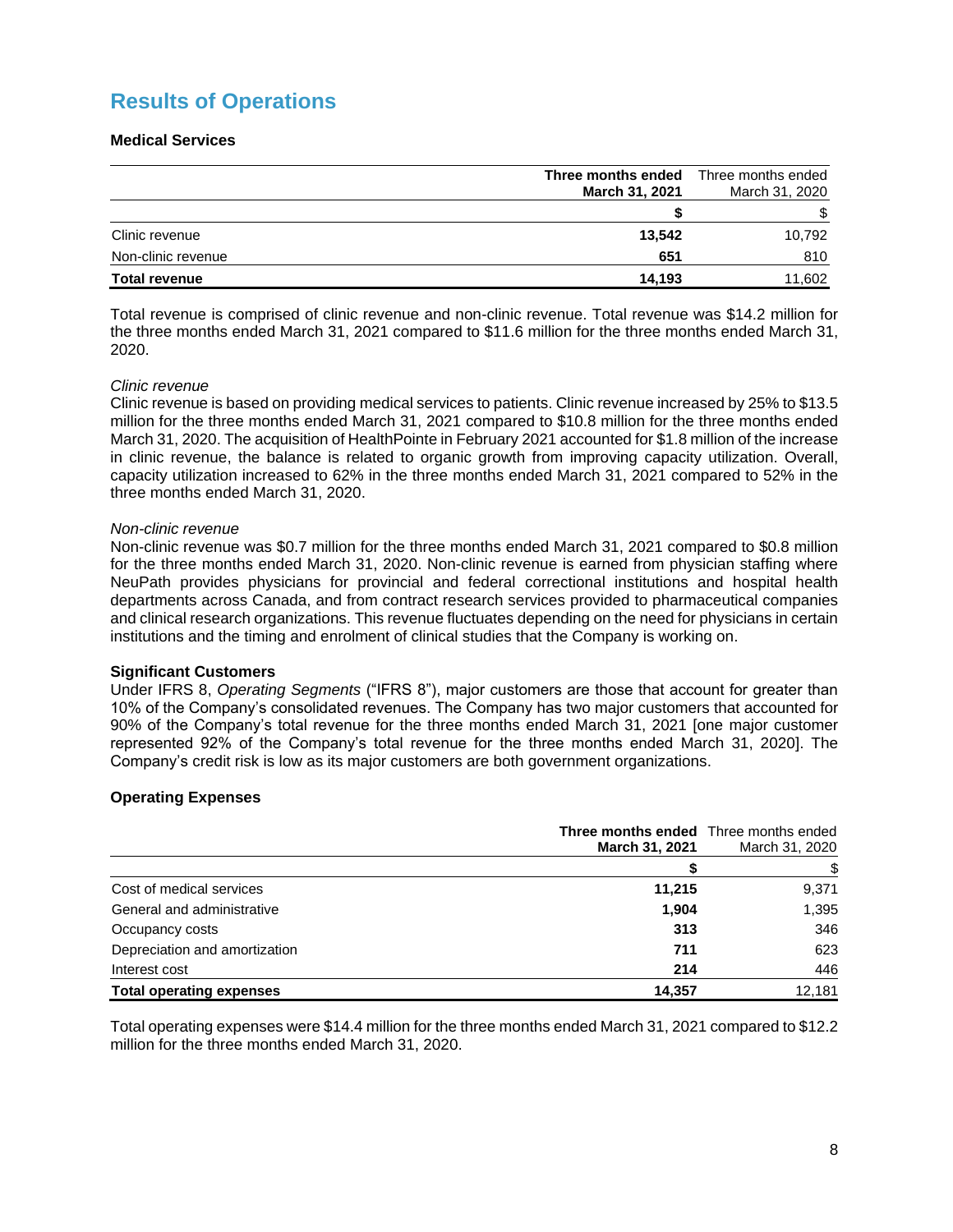# Results of Operations

### Medical Services

| | **Three months ended March 31, 2021** | Three months ended March 31, 2020 |
|---|---|---|
| | **$** | $ |
| Clinic revenue | **13,542** | 10,792 |
| Non-clinic revenue | **651** | 810 |
| **Total revenue** | **14,193** | 11,602 |

Total revenue is comprised of clinic revenue and non-clinic revenue. Total revenue was $14.2 million for the three months ended March 31, 2021 compared to $11.6 million for the three months ended March 31, 2020.

*Clinic revenue*
Clinic revenue is based on providing medical services to patients. Clinic revenue increased by 25% to $13.5 million for the three months ended March 31, 2021 compared to $10.8 million for the three months ended March 31, 2020. The acquisition of HealthPointe in February 2021 accounted for $1.8 million of the increase in clinic revenue, the balance is related to organic growth from improving capacity utilization. Overall, capacity utilization increased to 62% in the three months ended March 31, 2021 compared to 52% in the three months ended March 31, 2020.

*Non-clinic revenue*
Non-clinic revenue was $0.7 million for the three months ended March 31, 2021 compared to $0.8 million for the three months ended March 31, 2020. Non-clinic revenue is earned from physician staffing where NeuPath provides physicians for provincial and federal correctional institutions and hospital health departments across Canada, and from contract research services provided to pharmaceutical companies and clinical research organizations. This revenue fluctuates depending on the need for physicians in certain institutions and the timing and enrolment of clinical studies that the Company is working on.

**Significant Customers**
Under IFRS 8, *Operating Segments* ("IFRS 8"), major customers are those that account for greater than 10% of the Company's consolidated revenues. The Company has two major customers that accounted for 90% of the Company's total revenue for the three months ended March 31, 2021 [one major customer represented 92% of the Company's total revenue for the three months ended March 31, 2020]. The Company's credit risk is low as its major customers are both government organizations.

### Operating Expenses

| | **Three months ended March 31, 2021** | Three months ended March 31, 2020 |
|---|---|---|
| | **$** | $ |
| Cost of medical services | **11,215** | 9,371 |
| General and administrative | **1,904** | 1,395 |
| Occupancy costs | **313** | 346 |
| Depreciation and amortization | **711** | 623 |
| Interest cost | **214** | 446 |
| **Total operating expenses** | **14,357** | 12,181 |

Total operating expenses were $14.4 million for the three months ended March 31, 2021 compared to $12.2 million for the three months ended March 31, 2020.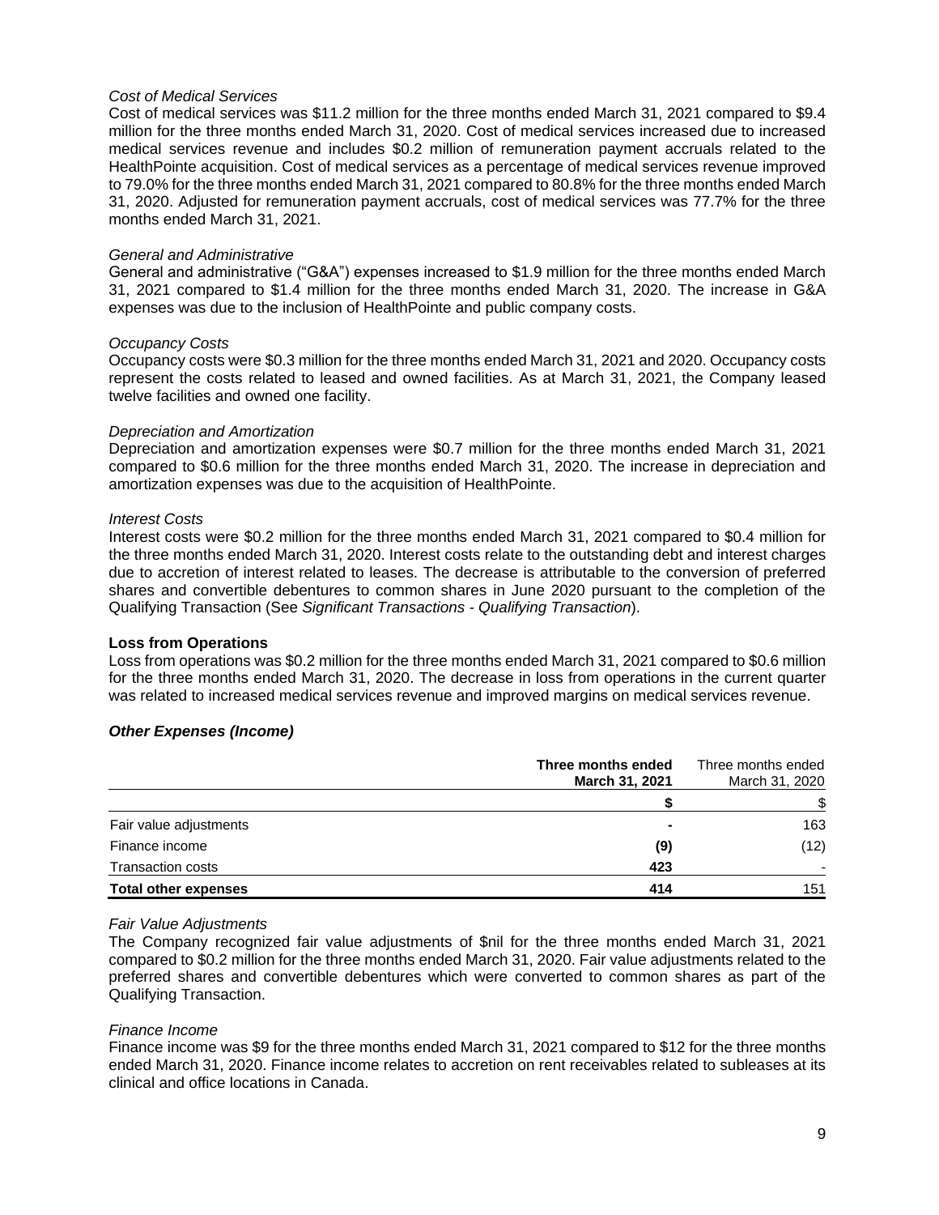*Cost of Medical Services*
Cost of medical services was $11.2 million for the three months ended March 31, 2021 compared to $9.4 million for the three months ended March 31, 2020. Cost of medical services increased due to increased medical services revenue and includes $0.2 million of remuneration payment accruals related to the HealthPointe acquisition. Cost of medical services as a percentage of medical services revenue improved to 79.0% for the three months ended March 31, 2021 compared to 80.8% for the three months ended March 31, 2020. Adjusted for remuneration payment accruals, cost of medical services was 77.7% for the three months ended March 31, 2021.

*General and Administrative*
General and administrative ("G&A") expenses increased to $1.9 million for the three months ended March 31, 2021 compared to $1.4 million for the three months ended March 31, 2020. The increase in G&A expenses was due to the inclusion of HealthPointe and public company costs.

*Occupancy Costs*
Occupancy costs were $0.3 million for the three months ended March 31, 2021 and 2020. Occupancy costs represent the costs related to leased and owned facilities. As at March 31, 2021, the Company leased twelve facilities and owned one facility.

*Depreciation and Amortization*
Depreciation and amortization expenses were $0.7 million for the three months ended March 31, 2021 compared to $0.6 million for the three months ended March 31, 2020. The increase in depreciation and amortization expenses was due to the acquisition of HealthPointe.

*Interest Costs*
Interest costs were $0.2 million for the three months ended March 31, 2021 compared to $0.4 million for the three months ended March 31, 2020. Interest costs relate to the outstanding debt and interest charges due to accretion of interest related to leases. The decrease is attributable to the conversion of preferred shares and convertible debentures to common shares in June 2020 pursuant to the completion of the Qualifying Transaction (See *Significant Transactions - Qualifying Transaction*).

**Loss from Operations**
Loss from operations was $0.2 million for the three months ended March 31, 2021 compared to $0.6 million for the three months ended March 31, 2020. The decrease in loss from operations in the current quarter was related to increased medical services revenue and improved margins on medical services revenue.

***Other Expenses (Income)***

| | **Three months ended March 31, 2021** | Three months ended March 31, 2020 |
|---|---|---|
| | **$** | $ |
| Fair value adjustments | **-** | 163 |
| Finance income | **(9)** | (12) |
| Transaction costs | **423** | - |
| **Total other expenses** | **414** | 151 |

*Fair Value Adjustments*
The Company recognized fair value adjustments of $nil for the three months ended March 31, 2021 compared to $0.2 million for the three months ended March 31, 2020. Fair value adjustments related to the preferred shares and convertible debentures which were converted to common shares as part of the Qualifying Transaction.

*Finance Income*
Finance income was $9 for the three months ended March 31, 2021 compared to $12 for the three months ended March 31, 2020. Finance income relates to accretion on rent receivables related to subleases at its clinical and office locations in Canada.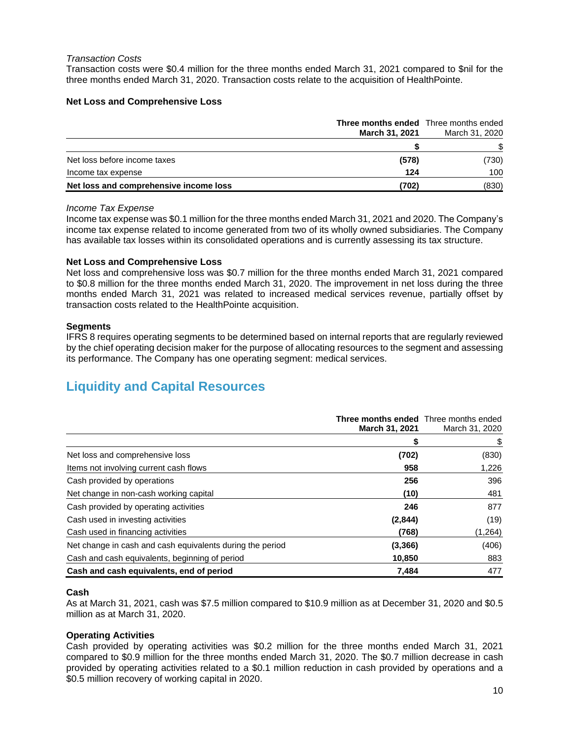*Transaction Costs*
Transaction costs were $0.4 million for the three months ended March 31, 2021 compared to $nil for the three months ended March 31, 2020. Transaction costs relate to the acquisition of HealthPointe.

**Net Loss and Comprehensive Loss**

| | **Three months ended March 31, 2021** | Three months ended March 31, 2020 |
|---|---|---|
| | **$** | $ |
| Net loss before income taxes | **(578)** | (730) |
| Income tax expense | **124** | 100 |
| **Net loss and comprehensive income loss** | **(702)** | (830) |

*Income Tax Expense*
Income tax expense was $0.1 million for the three months ended March 31, 2021 and 2020. The Company's income tax expense related to income generated from two of its wholly owned subsidiaries. The Company has available tax losses within its consolidated operations and is currently assessing its tax structure.

**Net Loss and Comprehensive Loss**
Net loss and comprehensive loss was $0.7 million for the three months ended March 31, 2021 compared to $0.8 million for the three months ended March 31, 2020. The improvement in net loss during the three months ended March 31, 2021 was related to increased medical services revenue, partially offset by transaction costs related to the HealthPointe acquisition.

**Segments**
IFRS 8 requires operating segments to be determined based on internal reports that are regularly reviewed by the chief operating decision maker for the purpose of allocating resources to the segment and assessing its performance. The Company has one operating segment: medical services.

## Liquidity and Capital Resources

| | **Three months ended March 31, 2021** | Three months ended March 31, 2020 |
|---|---|---|
| | **$** | $ |
| Net loss and comprehensive loss | **(702)** | (830) |
| Items not involving current cash flows | **958** | 1,226 |
| Cash provided by operations | **256** | 396 |
| Net change in non-cash working capital | **(10)** | 481 |
| Cash provided by operating activities | **246** | 877 |
| Cash used in investing activities | **(2,844)** | (19) |
| Cash used in financing activities | **(768)** | (1,264) |
| Net change in cash and cash equivalents during the period | **(3,366)** | (406) |
| Cash and cash equivalents, beginning of period | **10,850** | 883 |
| **Cash and cash equivalents, end of period** | **7,484** | 477 |

**Cash**
As at March 31, 2021, cash was $7.5 million compared to $10.9 million as at December 31, 2020 and $0.5 million as at March 31, 2020.

**Operating Activities**
Cash provided by operating activities was $0.2 million for the three months ended March 31, 2021 compared to $0.9 million for the three months ended March 31, 2020. The $0.7 million decrease in cash provided by operating activities related to a $0.1 million reduction in cash provided by operations and a $0.5 million recovery of working capital in 2020.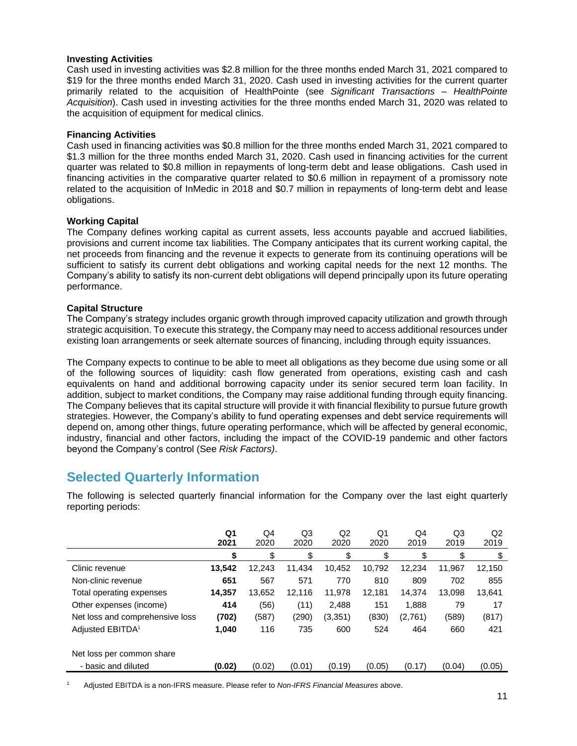### Investing Activities

Cash used in investing activities was $2.8 million for the three months ended March 31, 2021 compared to $19 for the three months ended March 31, 2020. Cash used in investing activities for the current quarter primarily related to the acquisition of HealthPointe (see *Significant Transactions – HealthPointe Acquisition*). Cash used in investing activities for the three months ended March 31, 2020 was related to the acquisition of equipment for medical clinics.

### Financing Activities

Cash used in financing activities was $0.8 million for the three months ended March 31, 2021 compared to $1.3 million for the three months ended March 31, 2020. Cash used in financing activities for the current quarter was related to $0.8 million in repayments of long-term debt and lease obligations. Cash used in financing activities in the comparative quarter related to $0.6 million in repayment of a promissory note related to the acquisition of InMedic in 2018 and $0.7 million in repayments of long-term debt and lease obligations.

### Working Capital

The Company defines working capital as current assets, less accounts payable and accrued liabilities, provisions and current income tax liabilities. The Company anticipates that its current working capital, the net proceeds from financing and the revenue it expects to generate from its continuing operations will be sufficient to satisfy its current debt obligations and working capital needs for the next 12 months. The Company's ability to satisfy its non-current debt obligations will depend principally upon its future operating performance.

### Capital Structure

The Company's strategy includes organic growth through improved capacity utilization and growth through strategic acquisition. To execute this strategy, the Company may need to access additional resources under existing loan arrangements or seek alternate sources of financing, including through equity issuances.

The Company expects to continue to be able to meet all obligations as they become due using some or all of the following sources of liquidity: cash flow generated from operations, existing cash and cash equivalents on hand and additional borrowing capacity under its senior secured term loan facility. In addition, subject to market conditions, the Company may raise additional funding through equity financing. The Company believes that its capital structure will provide it with financial flexibility to pursue future growth strategies. However, the Company's ability to fund operating expenses and debt service requirements will depend on, among other things, future operating performance, which will be affected by general economic, industry, financial and other factors, including the impact of the COVID-19 pandemic and other factors beyond the Company's control (See *Risk Factors)*.

## Selected Quarterly Information

The following is selected quarterly financial information for the Company over the last eight quarterly reporting periods:

| | **Q1 2021** | Q4 2020 | Q3 2020 | Q2 2020 | Q1 2020 | Q4 2019 | Q3 2019 | Q2 2019 |
|---|---|---|---|---|---|---|---|---|
| | **$** | $ | $ | $ | $ | $ | $ | $ |
| Clinic revenue | **13,542** | 12,243 | 11,434 | 10,452 | 10,792 | 12,234 | 11,967 | 12,150 |
| Non-clinic revenue | **651** | 567 | 571 | 770 | 810 | 809 | 702 | 855 |
| Total operating expenses | **14,357** | 13,652 | 12,116 | 11,978 | 12,181 | 14,374 | 13,098 | 13,641 |
| Other expenses (income) | **414** | (56) | (11) | 2,488 | 151 | 1,888 | 79 | 17 |
| Net loss and comprehensive loss | **(702)** | (587) | (290) | (3,351) | (830) | (2,761) | (589) | (817) |
| Adjusted EBITDA[1] | **1,040** | 116 | 735 | 600 | 524 | 464 | 660 | 421 |
| Net loss per common share - basic and diluted | **(0.02)** | (0.02) | (0.01) | (0.19) | (0.05) | (0.17) | (0.04) | (0.05) |

[1] Adjusted EBITDA is a non-IFRS measure. Please refer to *Non-IFRS Financial Measures* above.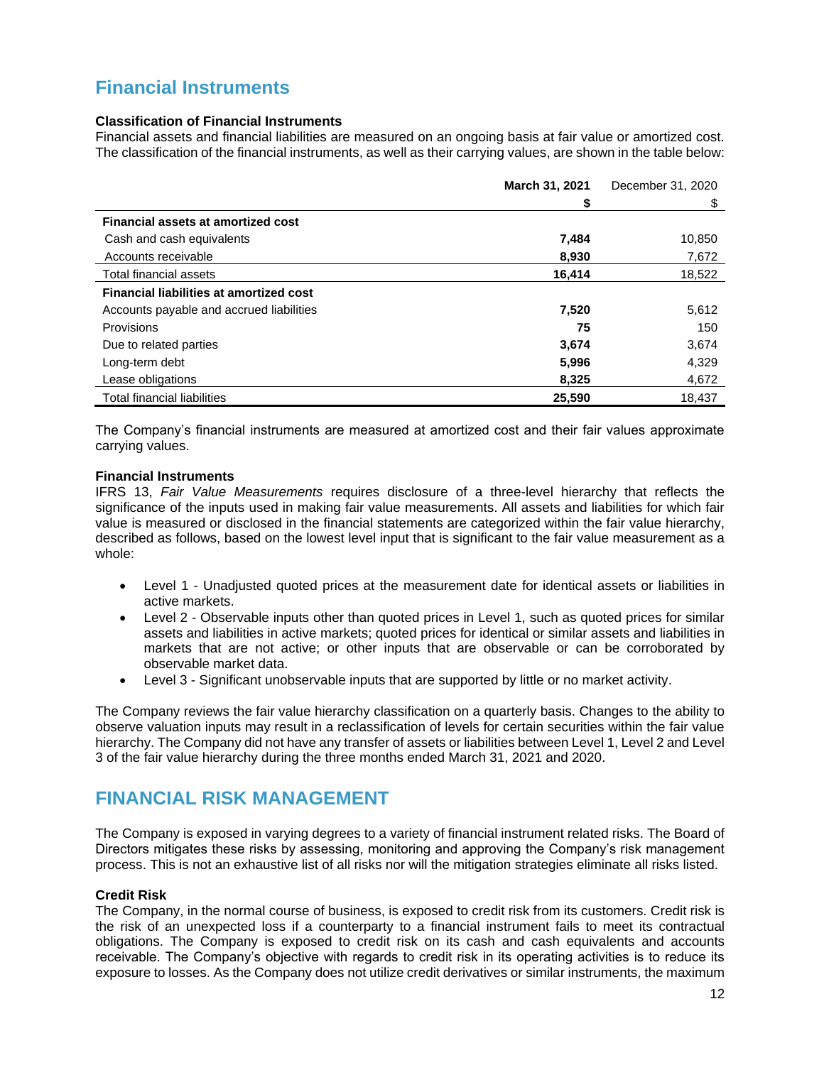## Financial Instruments

**Classification of Financial Instruments**

Financial assets and financial liabilities are measured on an ongoing basis at fair value or amortized cost. The classification of the financial instruments, as well as their carrying values, are shown in the table below:

| | **March 31, 2021** | December 31, 2020 |
|---|---|---|
| | **$** | $ |
| **Financial assets at amortized cost** | | |
| Cash and cash equivalents | **7,484** | 10,850 |
| Accounts receivable | **8,930** | 7,672 |
| Total financial assets | **16,414** | 18,522 |
| **Financial liabilities at amortized cost** | | |
| Accounts payable and accrued liabilities | **7,520** | 5,612 |
| Provisions | **75** | 150 |
| Due to related parties | **3,674** | 3,674 |
| Long-term debt | **5,996** | 4,329 |
| Lease obligations | **8,325** | 4,672 |
| Total financial liabilities | **25,590** | 18,437 |

The Company's financial instruments are measured at amortized cost and their fair values approximate carrying values.

**Financial Instruments**

IFRS 13, *Fair Value Measurements* requires disclosure of a three-level hierarchy that reflects the significance of the inputs used in making fair value measurements. All assets and liabilities for which fair value is measured or disclosed in the financial statements are categorized within the fair value hierarchy, described as follows, based on the lowest level input that is significant to the fair value measurement as a whole:

- Level 1 - Unadjusted quoted prices at the measurement date for identical assets or liabilities in active markets.
- Level 2 - Observable inputs other than quoted prices in Level 1, such as quoted prices for similar assets and liabilities in active markets; quoted prices for identical or similar assets and liabilities in markets that are not active; or other inputs that are observable or can be corroborated by observable market data.
- Level 3 - Significant unobservable inputs that are supported by little or no market activity.

The Company reviews the fair value hierarchy classification on a quarterly basis. Changes to the ability to observe valuation inputs may result in a reclassification of levels for certain securities within the fair value hierarchy. The Company did not have any transfer of assets or liabilities between Level 1, Level 2 and Level 3 of the fair value hierarchy during the three months ended March 31, 2021 and 2020.

## FINANCIAL RISK MANAGEMENT

The Company is exposed in varying degrees to a variety of financial instrument related risks. The Board of Directors mitigates these risks by assessing, monitoring and approving the Company's risk management process. This is not an exhaustive list of all risks nor will the mitigation strategies eliminate all risks listed.

**Credit Risk**

The Company, in the normal course of business, is exposed to credit risk from its customers. Credit risk is the risk of an unexpected loss if a counterparty to a financial instrument fails to meet its contractual obligations. The Company is exposed to credit risk on its cash and cash equivalents and accounts receivable. The Company's objective with regards to credit risk in its operating activities is to reduce its exposure to losses. As the Company does not utilize credit derivatives or similar instruments, the maximum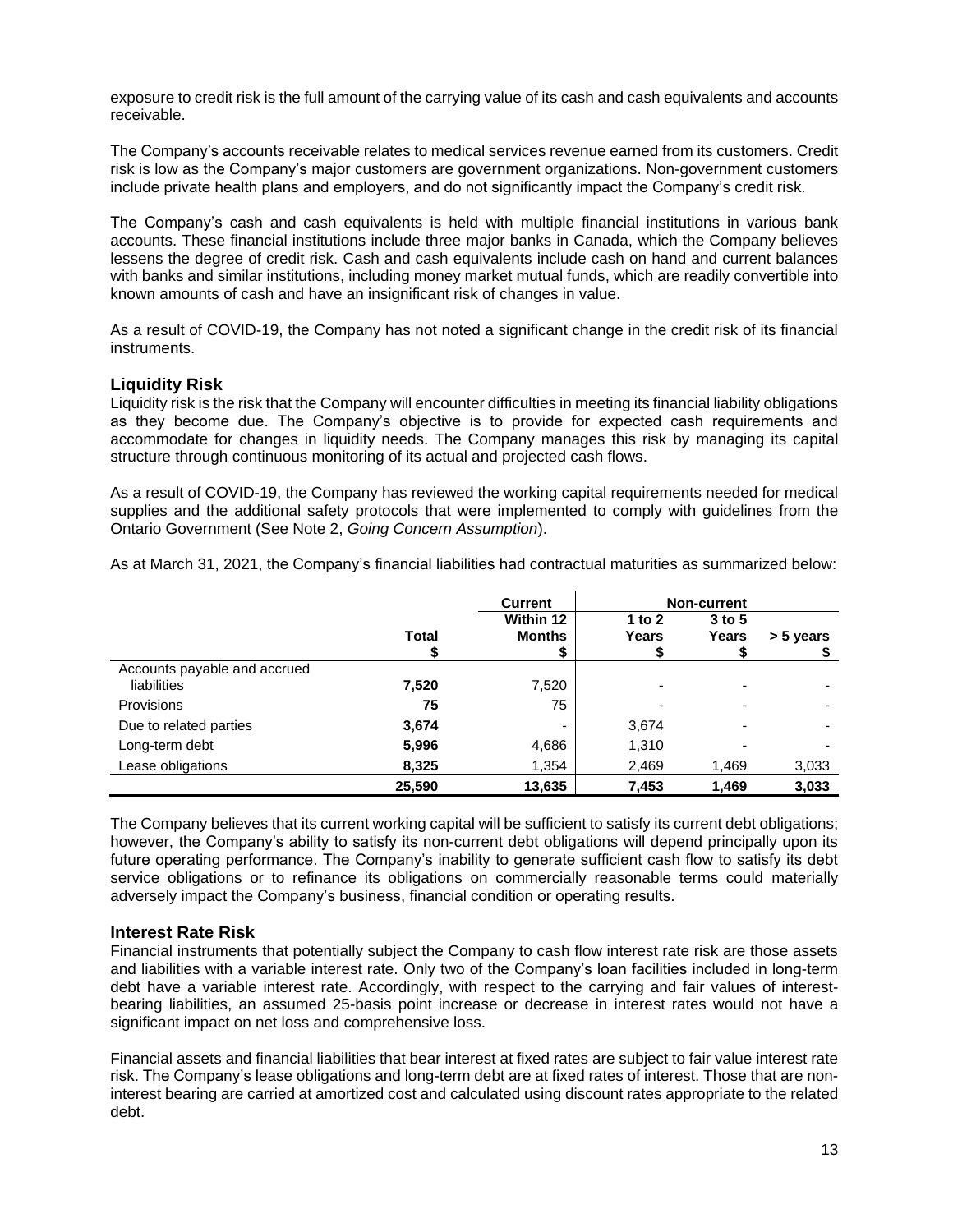exposure to credit risk is the full amount of the carrying value of its cash and cash equivalents and accounts receivable.

The Company's accounts receivable relates to medical services revenue earned from its customers. Credit risk is low as the Company's major customers are government organizations. Non-government customers include private health plans and employers, and do not significantly impact the Company's credit risk.

The Company's cash and cash equivalents is held with multiple financial institutions in various bank accounts. These financial institutions include three major banks in Canada, which the Company believes lessens the degree of credit risk. Cash and cash equivalents include cash on hand and current balances with banks and similar institutions, including money market mutual funds, which are readily convertible into known amounts of cash and have an insignificant risk of changes in value.

As a result of COVID-19, the Company has not noted a significant change in the credit risk of its financial instruments.

## Liquidity Risk

Liquidity risk is the risk that the Company will encounter difficulties in meeting its financial liability obligations as they become due. The Company's objective is to provide for expected cash requirements and accommodate for changes in liquidity needs. The Company manages this risk by managing its capital structure through continuous monitoring of its actual and projected cash flows.

As a result of COVID-19, the Company has reviewed the working capital requirements needed for medical supplies and the additional safety protocols that were implemented to comply with guidelines from the Ontario Government (See Note 2, *Going Concern Assumption*).

As at March 31, 2021, the Company's financial liabilities had contractual maturities as summarized below:

| | | Current | Non-current | | |
|---|---|---|---|---|---|
| | Total<br>$ | Within 12 Months<br>$ | 1 to 2 Years<br>$ | 3 to 5 Years<br>$ | > 5 years<br>$ |
| Accounts payable and accrued liabilities | **7,520** | 7,520 | - | - | - |
| Provisions | **75** | 75 | - | - | - |
| Due to related parties | **3,674** | - | 3,674 | - | - |
| Long-term debt | **5,996** | 4,686 | 1,310 | - | - |
| Lease obligations | **8,325** | 1,354 | 2,469 | 1,469 | 3,033 |
| | **25,590** | **13,635** | **7,453** | **1,469** | **3,033** |

The Company believes that its current working capital will be sufficient to satisfy its current debt obligations; however, the Company's ability to satisfy its non-current debt obligations will depend principally upon its future operating performance. The Company's inability to generate sufficient cash flow to satisfy its debt service obligations or to refinance its obligations on commercially reasonable terms could materially adversely impact the Company's business, financial condition or operating results.

## Interest Rate Risk

Financial instruments that potentially subject the Company to cash flow interest rate risk are those assets and liabilities with a variable interest rate. Only two of the Company's loan facilities included in long-term debt have a variable interest rate. Accordingly, with respect to the carrying and fair values of interest-bearing liabilities, an assumed 25-basis point increase or decrease in interest rates would not have a significant impact on net loss and comprehensive loss.

Financial assets and financial liabilities that bear interest at fixed rates are subject to fair value interest rate risk. The Company's lease obligations and long-term debt are at fixed rates of interest. Those that are non-interest bearing are carried at amortized cost and calculated using discount rates appropriate to the related debt.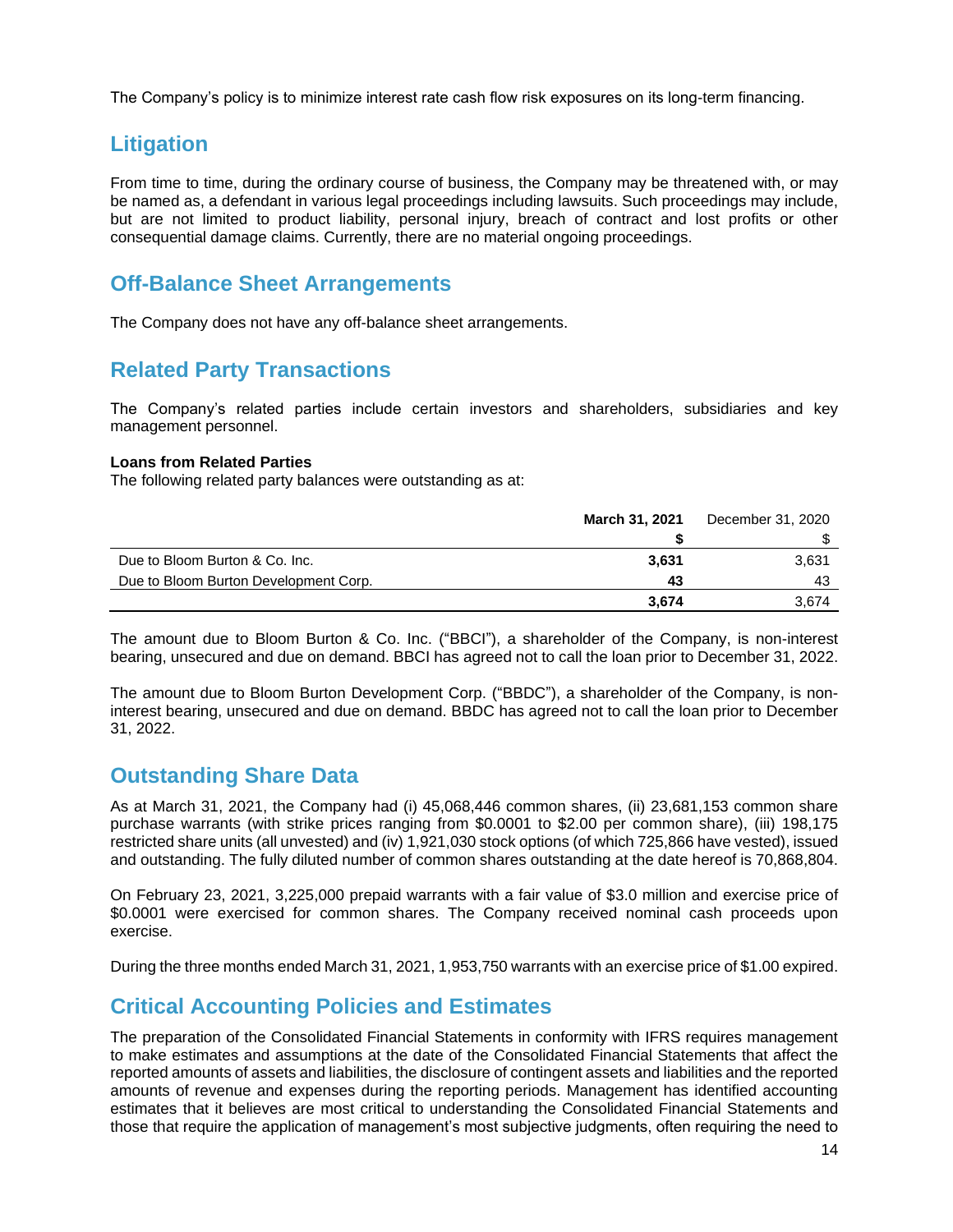The Company's policy is to minimize interest rate cash flow risk exposures on its long-term financing.

## Litigation

From time to time, during the ordinary course of business, the Company may be threatened with, or may be named as, a defendant in various legal proceedings including lawsuits. Such proceedings may include, but are not limited to product liability, personal injury, breach of contract and lost profits or other consequential damage claims. Currently, there are no material ongoing proceedings.

## Off-Balance Sheet Arrangements

The Company does not have any off-balance sheet arrangements.

## Related Party Transactions

The Company's related parties include certain investors and shareholders, subsidiaries and key management personnel.

**Loans from Related Parties**
The following related party balances were outstanding as at:

| | **March 31, 2021** | December 31, 2020 |
|---|---|---|
| | **$** | $ |
| Due to Bloom Burton & Co. Inc. | **3,631** | 3,631 |
| Due to Bloom Burton Development Corp. | **43** | 43 |
| | **3,674** | 3,674 |

The amount due to Bloom Burton & Co. Inc. ("BBCI"), a shareholder of the Company, is non-interest bearing, unsecured and due on demand. BBCI has agreed not to call the loan prior to December 31, 2022.

The amount due to Bloom Burton Development Corp. ("BBDC"), a shareholder of the Company, is non-interest bearing, unsecured and due on demand. BBDC has agreed not to call the loan prior to December 31, 2022.

## Outstanding Share Data

As at March 31, 2021, the Company had (i) 45,068,446 common shares, (ii) 23,681,153 common share purchase warrants (with strike prices ranging from $0.0001 to $2.00 per common share), (iii) 198,175 restricted share units (all unvested) and (iv) 1,921,030 stock options (of which 725,866 have vested), issued and outstanding. The fully diluted number of common shares outstanding at the date hereof is 70,868,804.

On February 23, 2021, 3,225,000 prepaid warrants with a fair value of $3.0 million and exercise price of $0.0001 were exercised for common shares. The Company received nominal cash proceeds upon exercise.

During the three months ended March 31, 2021, 1,953,750 warrants with an exercise price of $1.00 expired.

## Critical Accounting Policies and Estimates

The preparation of the Consolidated Financial Statements in conformity with IFRS requires management to make estimates and assumptions at the date of the Consolidated Financial Statements that affect the reported amounts of assets and liabilities, the disclosure of contingent assets and liabilities and the reported amounts of revenue and expenses during the reporting periods. Management has identified accounting estimates that it believes are most critical to understanding the Consolidated Financial Statements and those that require the application of management's most subjective judgments, often requiring the need to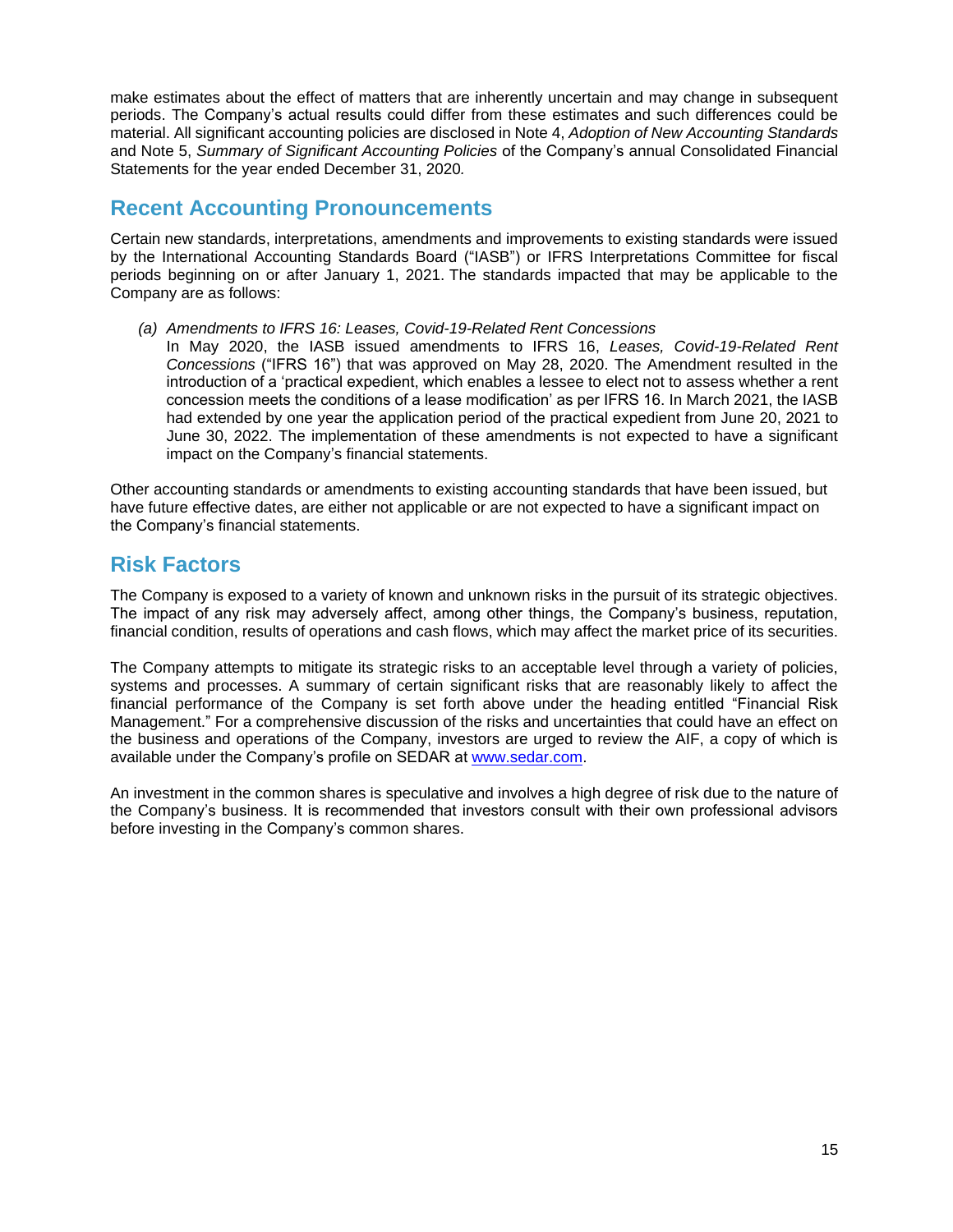make estimates about the effect of matters that are inherently uncertain and may change in subsequent periods. The Company's actual results could differ from these estimates and such differences could be material. All significant accounting policies are disclosed in Note 4, *Adoption of New Accounting Standards* and Note 5, *Summary of Significant Accounting Policies* of the Company's annual Consolidated Financial Statements for the year ended December 31, 2020*.*

## Recent Accounting Pronouncements

Certain new standards, interpretations, amendments and improvements to existing standards were issued by the International Accounting Standards Board ("IASB") or IFRS Interpretations Committee for fiscal periods beginning on or after January 1, 2021. The standards impacted that may be applicable to the Company are as follows:

*(a) Amendments to IFRS 16: Leases, Covid-19-Related Rent Concessions*
In May 2020, the IASB issued amendments to IFRS 16, *Leases, Covid-19-Related Rent Concessions* ("IFRS 16") that was approved on May 28, 2020. The Amendment resulted in the introduction of a 'practical expedient, which enables a lessee to elect not to assess whether a rent concession meets the conditions of a lease modification' as per IFRS 16. In March 2021, the IASB had extended by one year the application period of the practical expedient from June 20, 2021 to June 30, 2022. The implementation of these amendments is not expected to have a significant impact on the Company's financial statements.

Other accounting standards or amendments to existing accounting standards that have been issued, but have future effective dates, are either not applicable or are not expected to have a significant impact on the Company's financial statements.

## Risk Factors

The Company is exposed to a variety of known and unknown risks in the pursuit of its strategic objectives. The impact of any risk may adversely affect, among other things, the Company's business, reputation, financial condition, results of operations and cash flows, which may affect the market price of its securities.

The Company attempts to mitigate its strategic risks to an acceptable level through a variety of policies, systems and processes. A summary of certain significant risks that are reasonably likely to affect the financial performance of the Company is set forth above under the heading entitled "Financial Risk Management." For a comprehensive discussion of the risks and uncertainties that could have an effect on the business and operations of the Company, investors are urged to review the AIF, a copy of which is available under the Company's profile on SEDAR at www.sedar.com.

An investment in the common shares is speculative and involves a high degree of risk due to the nature of the Company's business. It is recommended that investors consult with their own professional advisors before investing in the Company's common shares.